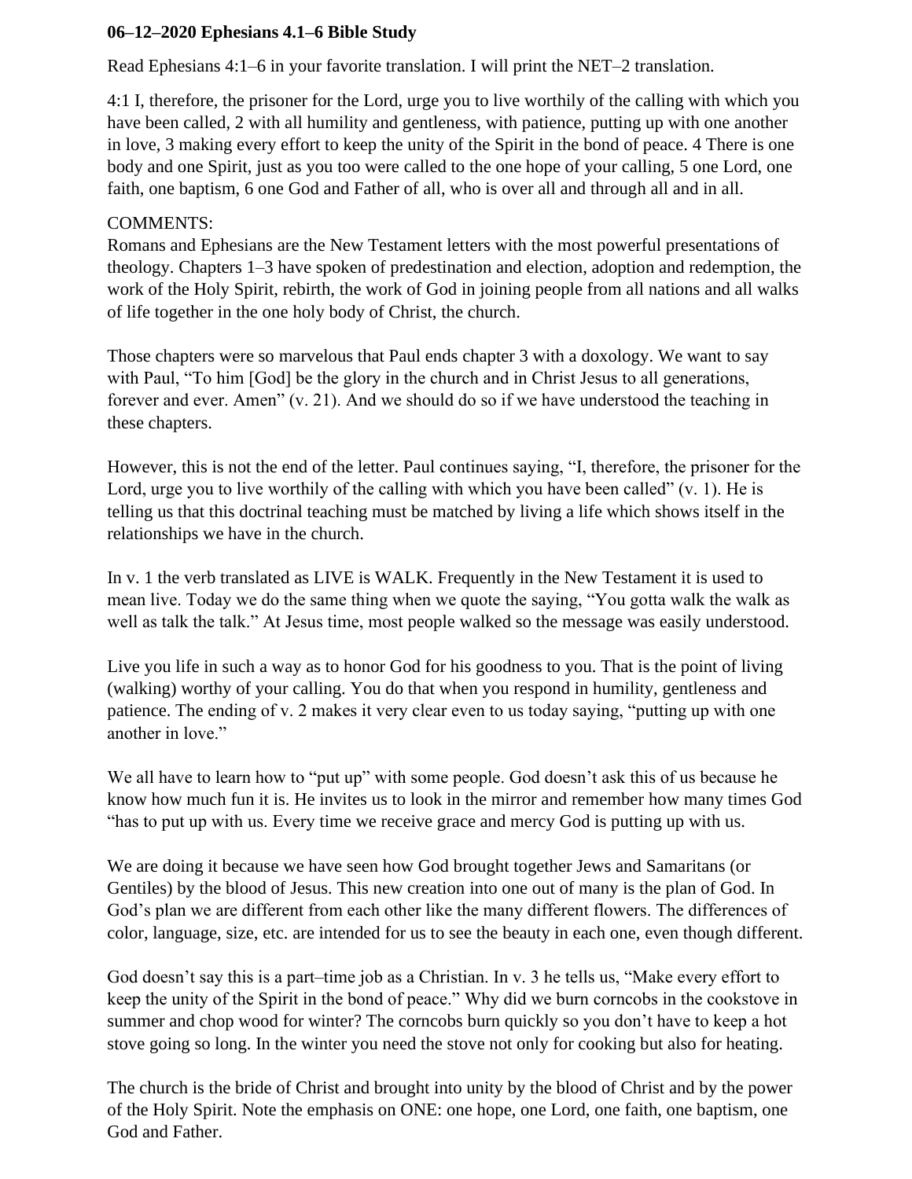**06–12–2020 Ephesians 4.1–6 Bible Study**

Read Ephesians 4:1–6 in your favorite translation. I will print the NET–2 translation.

4:1 I, therefore, the prisoner for the Lord, urge you to live worthily of the calling with which you have been called, 2 with all humility and gentleness, with patience, putting up with one another in love, 3 making every effort to keep the unity of the Spirit in the bond of peace. 4 There is one body and one Spirit, just as you too were called to the one hope of your calling, 5 one Lord, one faith, one baptism, 6 one God and Father of all, who is over all and through all and in all.

COMMENTS:
Romans and Ephesians are the New Testament letters with the most powerful presentations of theology. Chapters 1–3 have spoken of predestination and election, adoption and redemption, the work of the Holy Spirit, rebirth, the work of God in joining people from all nations and all walks of life together in the one holy body of Christ, the church.

Those chapters were so marvelous that Paul ends chapter 3 with a doxology. We want to say with Paul, "To him [God] be the glory in the church and in Christ Jesus to all generations, forever and ever. Amen" (v. 21). And we should do so if we have understood the teaching in these chapters.

However, this is not the end of the letter. Paul continues saying, "I, therefore, the prisoner for the Lord, urge you to live worthily of the calling with which you have been called" (v. 1). He is telling us that this doctrinal teaching must be matched by living a life which shows itself in the relationships we have in the church.

In v. 1 the verb translated as LIVE is WALK. Frequently in the New Testament it is used to mean live. Today we do the same thing when we quote the saying, "You gotta walk the walk as well as talk the talk." At Jesus time, most people walked so the message was easily understood.

Live you life in such a way as to honor God for his goodness to you. That is the point of living (walking) worthy of your calling. You do that when you respond in humility, gentleness and patience. The ending of v. 2 makes it very clear even to us today saying, "putting up with one another in love."

We all have to learn how to "put up" with some people. God doesn't ask this of us because he know how much fun it is. He invites us to look in the mirror and remember how many times God "has to put up with us. Every time we receive grace and mercy God is putting up with us.

We are doing it because we have seen how God brought together Jews and Samaritans (or Gentiles) by the blood of Jesus. This new creation into one out of many is the plan of God. In God's plan we are different from each other like the many different flowers. The differences of color, language, size, etc. are intended for us to see the beauty in each one, even though different.

God doesn't say this is a part–time job as a Christian. In v. 3 he tells us, "Make every effort to keep the unity of the Spirit in the bond of peace." Why did we burn corncobs in the cookstove in summer and chop wood for winter? The corncobs burn quickly so you don't have to keep a hot stove going so long. In the winter you need the stove not only for cooking but also for heating.

The church is the bride of Christ and brought into unity by the blood of Christ and by the power of the Holy Spirit. Note the emphasis on ONE: one hope, one Lord, one faith, one baptism, one God and Father.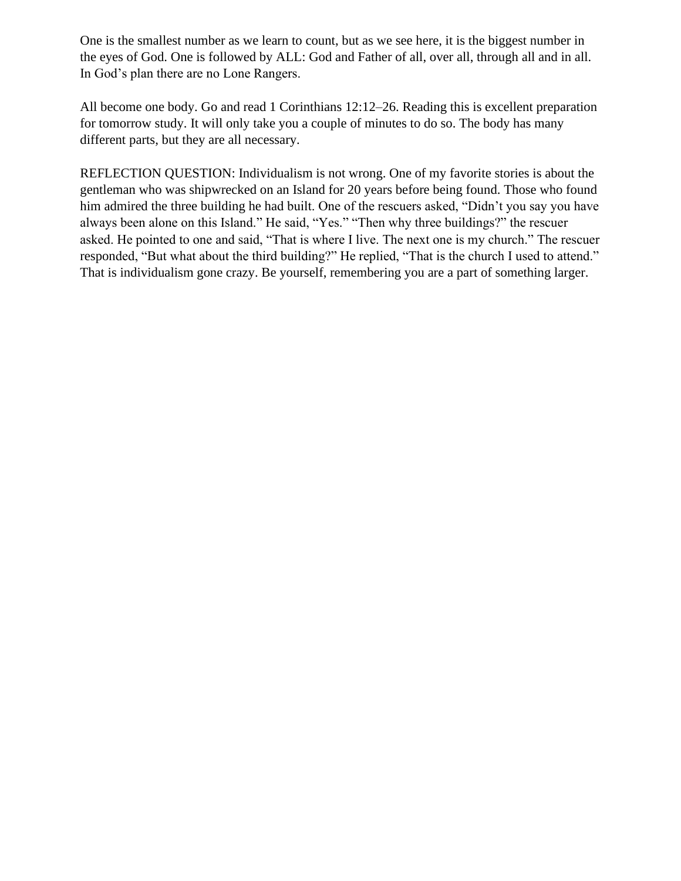One is the smallest number as we learn to count, but as we see here, it is the biggest number in the eyes of God. One is followed by ALL: God and Father of all, over all, through all and in all. In God's plan there are no Lone Rangers.

All become one body. Go and read 1 Corinthians 12:12–26. Reading this is excellent preparation for tomorrow study. It will only take you a couple of minutes to do so. The body has many different parts, but they are all necessary.

REFLECTION QUESTION: Individualism is not wrong. One of my favorite stories is about the gentleman who was shipwrecked on an Island for 20 years before being found. Those who found him admired the three building he had built. One of the rescuers asked, "Didn't you say you have always been alone on this Island." He said, "Yes." "Then why three buildings?" the rescuer asked. He pointed to one and said, "That is where I live. The next one is my church." The rescuer responded, "But what about the third building?" He replied, "That is the church I used to attend." That is individualism gone crazy. Be yourself, remembering you are a part of something larger.